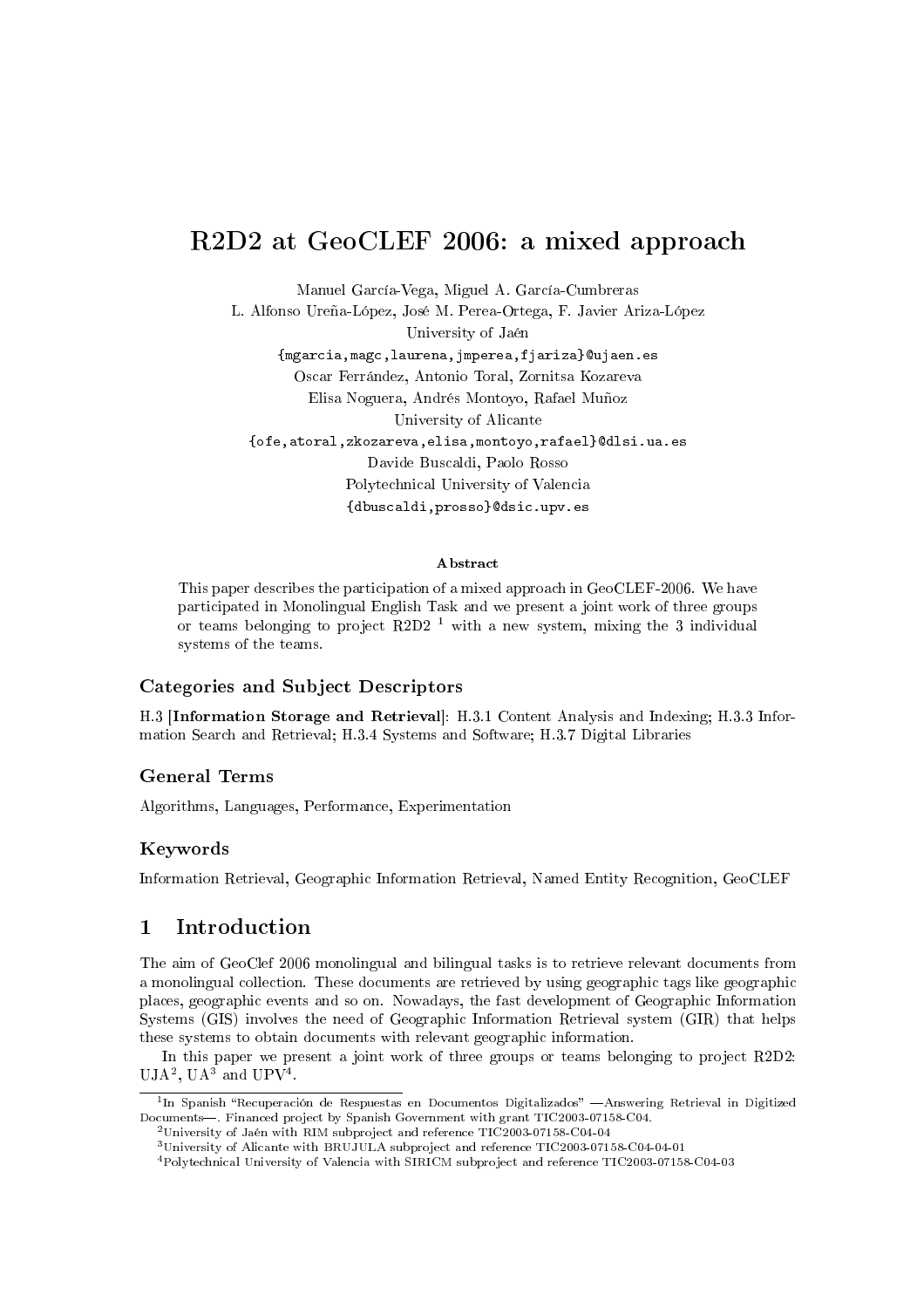# R2D2 at GeoCLEF 2006: a mixed approach

Manuel García-Vega, Miguel A. García-Cumbreras
L. Alfonso Ureña-López, José M. Perea-Ortega, F. Javier Ariza-López
University of Jaén
{mgarcia,magc,laurena,jmperea,fjariza}@ujaen.es
Oscar Ferrández, Antonio Toral, Zornitsa Kozareva
Elisa Noguera, Andrés Montoyo, Rafael Muñoz
University of Alicante
{ofe,atoral,zkozareva,elisa,montoyo,rafael}@dlsi.ua.es
Davide Buscaldi, Paolo Rosso
Polytechnical University of Valencia
{dbuscaldi,prosso}@dsic.upv.es

**Abstract**

This paper describes the participation of a mixed approach in GeoCLEF-2006. We have participated in Monolingual English Task and we present a joint work of three groups or teams belonging to project R2D2 [1] with a new system, mixing the 3 individual systems of the teams.

### Categories and Subject Descriptors

H.3 [**Information Storage and Retrieval**]: H.3.1 Content Analysis and Indexing; H.3.3 Information Search and Retrieval; H.3.4 Systems and Software; H.3.7 Digital Libraries

### General Terms

Algorithms, Languages, Performance, Experimentation

### Keywords

Information Retrieval, Geographic Information Retrieval, Named Entity Recognition, GeoCLEF

## 1 Introduction

The aim of GeoClef 2006 monolingual and bilingual tasks is to retrieve relevant documents from a monolingual collection. These documents are retrieved by using geographic tags like geographic places, geographic events and so on. Nowadays, the fast development of Geographic Information Systems (GIS) involves the need of Geographic Information Retrieval system (GIR) that helps these systems to obtain documents with relevant geographic information.

In this paper we present a joint work of three groups or teams belonging to project R2D2: UJA[2], UA[3] and UPV[4].

---

[1] In Spanish "Recuperación de Respuestas en Documentos Digitalizados" —Answering Retrieval in Digitized Documents—. Financed project by Spanish Government with grant TIC2003-07158-C04.

[2] University of Jaén with RIM subproject and reference TIC2003-07158-C04-04

[3] University of Alicante with BRUJULA subproject and reference TIC2003-07158-C04-04-01

[4] Polytechnical University of Valencia with SIRICM subproject and reference TIC2003-07158-C04-03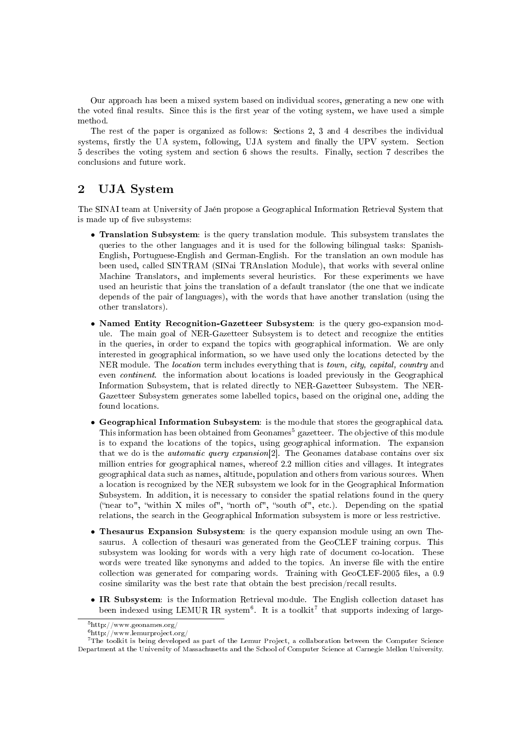Our approach has been a mixed system based on individual scores, generating a new one with the voted final results. Since this is the first year of the voting system, we have used a simple method.

The rest of the paper is organized as follows: Sections 2, 3 and 4 describes the individual systems, firstly the UA system, following, UJA system and finally the UPV system. Section 5 describes the voting system and section 6 shows the results. Finally, section 7 describes the conclusions and future work.

## 2 UJA System

The SINAI team at University of Jaén propose a Geographical Information Retrieval System that is made up of five subsystems:

- **Translation Subsystem**: is the query translation module. This subsystem translates the queries to the other languages and it is used for the following bilingual tasks: Spanish-English, Portuguese-English and German-English. For the translation an own module has been used, called SINTRAM (SINai TRAnslation Module), that works with several online Machine Translators, and implements several heuristics. For these experiments we have used an heuristic that joins the translation of a default translator (the one that we indicate depends of the pair of languages), with the words that have another translation (using the other translators).
- **Named Entity Recognition-Gazetteer Subsystem**: is the query geo-expansion module. The main goal of NER-Gazetteer Subsystem is to detect and recognize the entities in the queries, in order to expand the topics with geographical information. We are only interested in geographical information, so we have used only the locations detected by the NER module. The *location* term includes everything that is *town, city, capital, country* and even *continent*. the information about locations is loaded previously in the Geographical Information Subsystem, that is related directly to NER-Gazetteer Subsystem. The NER-Gazetteer Subsystem generates some labelled topics, based on the original one, adding the found locations.
- **Geographical Information Subsystem**: is the module that stores the geographical data. This information has been obtained from Geonames[5] gazetteer. The objective of this module is to expand the locations of the topics, using geographical information. The expansion that we do is the *automatic query expansion*[2]. The Geonames database contains over six million entries for geographical names, whereof 2.2 million cities and villages. It integrates geographical data such as names, altitude, population and others from various sources. When a location is recognized by the NER subsystem we look for in the Geographical Information Subsystem. In addition, it is necessary to consider the spatial relations found in the query ("near to", "within X miles of", "north of", "south of", etc.). Depending on the spatial relations, the search in the Geographical Information subsystem is more or less restrictive.
- **Thesaurus Expansion Subsystem**: is the query expansion module using an own Thesaurus. A collection of thesauri was generated from the GeoCLEF training corpus. This subsystem was looking for words with a very high rate of document co-location. These words were treated like synonyms and added to the topics. An inverse file with the entire collection was generated for comparing words. Training with GeoCLEF-2005 files, a 0.9 cosine similarity was the best rate that obtain the best precision/recall results.
- **IR Subsystem**: is the Information Retrieval module. The English collection dataset has been indexed using LEMUR IR system[6]. It is a toolkit[7] that supports indexing of large-

[5]http://www.geonames.org/

[6]http://www.lemurproject.org/

[7]The toolkit is being developed as part of the Lemur Project, a collaboration between the Computer Science Department at the University of Massachusetts and the School of Computer Science at Carnegie Mellon University.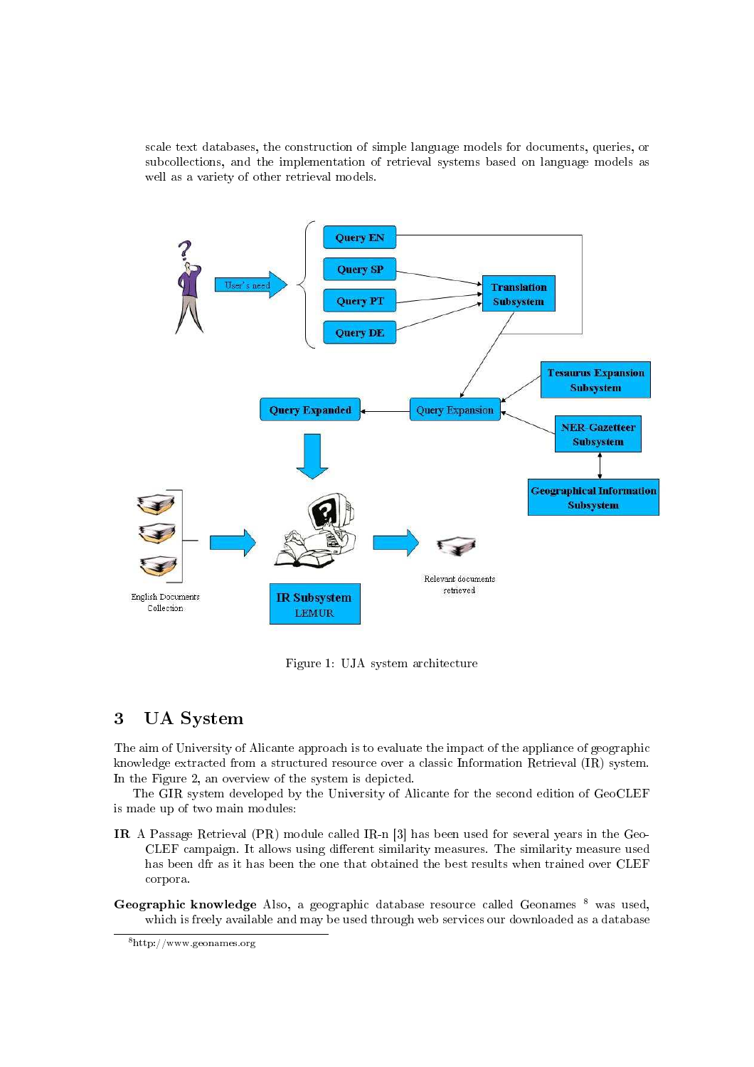scale text databases, the construction of simple language models for documents, queries, or subcollections, and the implementation of retrieval systems based on language models as well as a variety of other retrieval models.

Figure 1: UJA system architecture

## 3 UA System

The aim of University of Alicante approach is to evaluate the impact of the appliance of geographic knowledge extracted from a structured resource over a classic Information Retrieval (IR) system. In the Figure 2, an overview of the system is depicted.

The GIR system developed by the University of Alicante for the second edition of GeoCLEF is made up of two main modules:

**IR** A Passage Retrieval (PR) module called IR-n [3] has been used for several years in the GeoCLEF campaign. It allows using different similarity measures. The similarity measure used has been dfr as it has been the one that obtained the best results when trained over CLEF corpora.

**Geographic knowledge** Also, a geographic database resource called Geonames [8] was used, which is freely available and may be used through web services our downloaded as a database

[8]http://www.geonames.org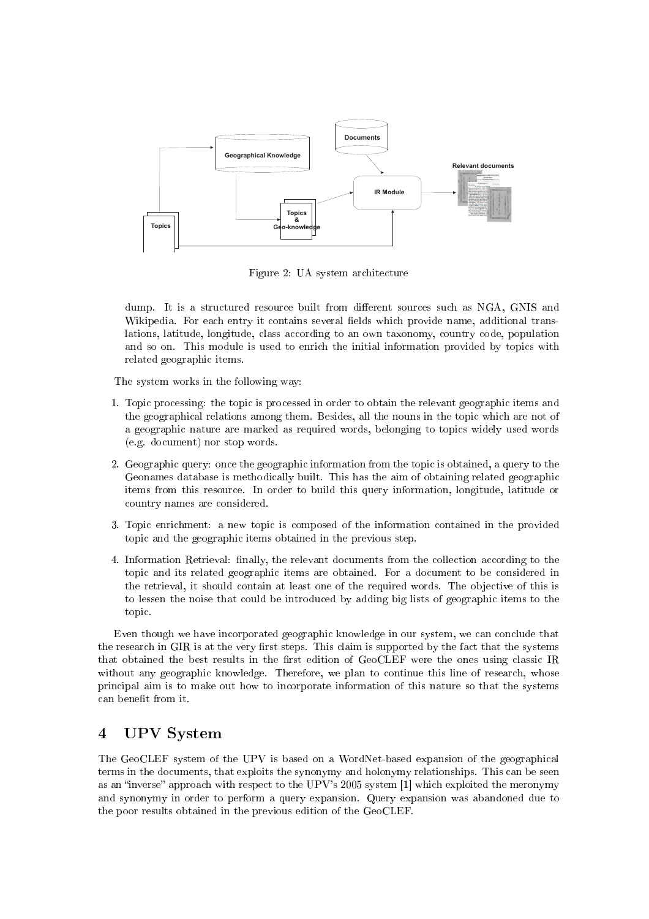Figure 2: UA system architecture

dump. It is a structured resource built from different sources such as NGA, GNIS and Wikipedia. For each entry it contains several fields which provide name, additional translations, latitude, longitude, class according to an own taxonomy, country code, population and so on. This module is used to enrich the initial information provided by topics with related geographic items.

The system works in the following way:

1. Topic processing: the topic is processed in order to obtain the relevant geographic items and the geographical relations among them. Besides, all the nouns in the topic which are not of a geographic nature are marked as required words, belonging to topics widely used words (e.g. document) nor stop words.
2. Geographic query: once the geographic information from the topic is obtained, a query to the Geonames database is methodically built. This has the aim of obtaining related geographic items from this resource. In order to build this query information, longitude, latitude or country names are considered.
3. Topic enrichment: a new topic is composed of the information contained in the provided topic and the geographic items obtained in the previous step.
4. Information Retrieval: finally, the relevant documents from the collection according to the topic and its related geographic items are obtained. For a document to be considered in the retrieval, it should contain at least one of the required words. The objective of this is to lessen the noise that could be introduced by adding big lists of geographic items to the topic.

Even though we have incorporated geographic knowledge in our system, we can conclude that the research in GIR is at the very first steps. This claim is supported by the fact that the systems that obtained the best results in the first edition of GeoCLEF were the ones using classic IR without any geographic knowledge. Therefore, we plan to continue this line of research, whose principal aim is to make out how to incorporate information of this nature so that the systems can benefit from it.

## 4 UPV System

The GeoCLEF system of the UPV is based on a WordNet-based expansion of the geographical terms in the documents, that exploits the synonymy and holonymy relationships. This can be seen as an "inverse" approach with respect to the UPV's 2005 system [1] which exploited the meronymy and synonymy in order to perform a query expansion. Query expansion was abandoned due to the poor results obtained in the previous edition of the GeoCLEF.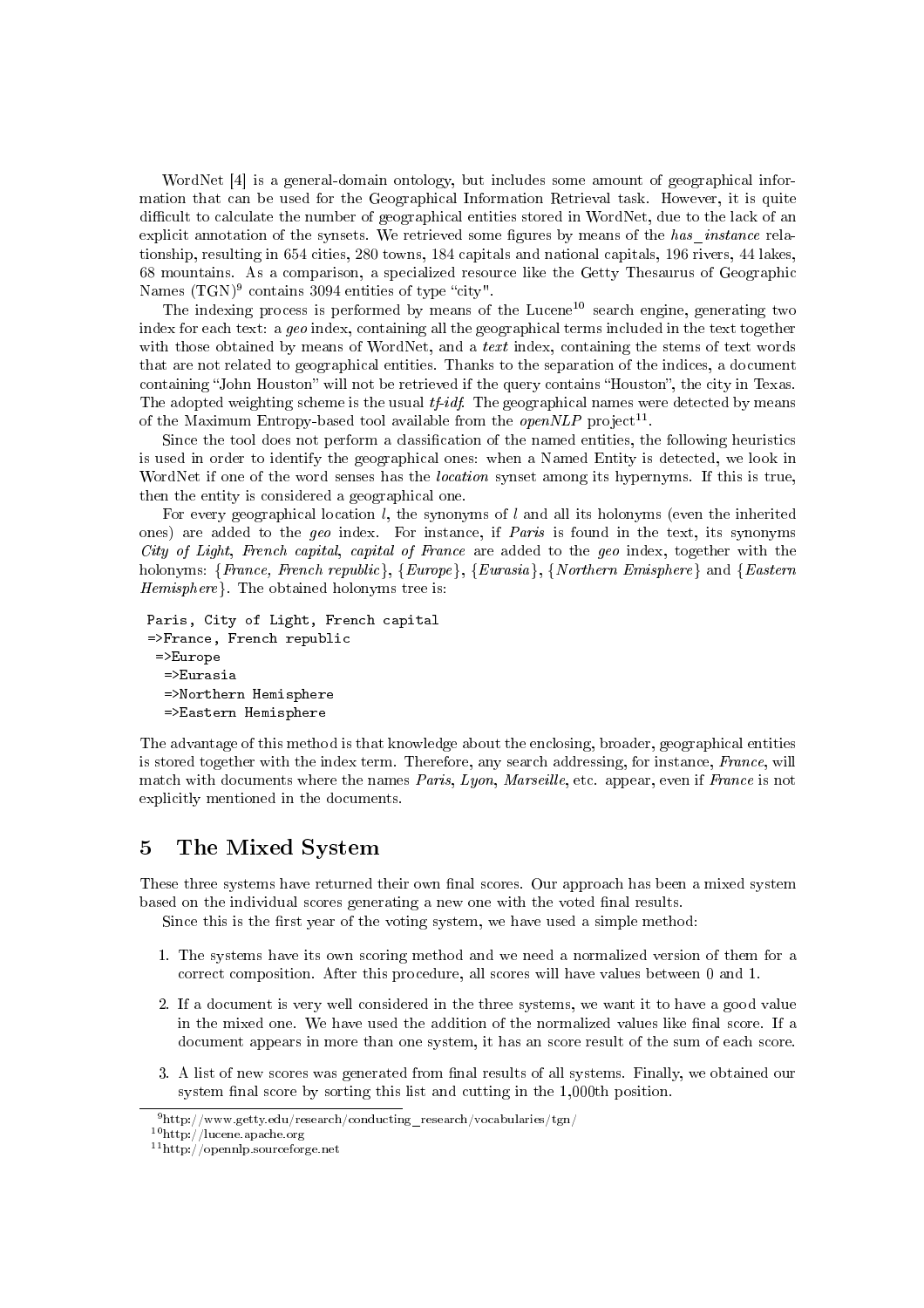WordNet [4] is a general-domain ontology, but includes some amount of geographical information that can be used for the Geographical Information Retrieval task. However, it is quite difficult to calculate the number of geographical entities stored in WordNet, due to the lack of an explicit annotation of the synsets. We retrieved some figures by means of the *has_instance* relationship, resulting in 654 cities, 280 towns, 184 capitals and national capitals, 196 rivers, 44 lakes, 68 mountains. As a comparison, a specialized resource like the Getty Thesaurus of Geographic Names (TGN)[9] contains 3094 entities of type "city".

The indexing process is performed by means of the Lucene[10] search engine, generating two index for each text: a *geo* index, containing all the geographical terms included in the text together with those obtained by means of WordNet, and a *text* index, containing the stems of text words that are not related to geographical entities. Thanks to the separation of the indices, a document containing "John Houston" will not be retrieved if the query contains "Houston", the city in Texas. The adopted weighting scheme is the usual *tf-idf*. The geographical names were detected by means of the Maximum Entropy-based tool available from the *openNLP* project[11].

Since the tool does not perform a classification of the named entities, the following heuristics is used in order to identify the geographical ones: when a Named Entity is detected, we look in WordNet if one of the word senses has the *location* synset among its hypernyms. If this is true, then the entity is considered a geographical one.

For every geographical location $l$, the synonyms of $l$ and all its holonyms (even the inherited ones) are added to the *geo* index. For instance, if *Paris* is found in the text, its synonyms *City of Light*, *French capital*, *capital of France* are added to the *geo* index, together with the holonyms: {*France, French republic*}, {*Europe*}, {*Eurasia*}, {*Northern Emisphere*} and {*Eastern Hemisphere*}. The obtained holonyms tree is:

```
Paris, City of Light, French capital
=>France, French republic
 =>Europe
  =>Eurasia
  =>Northern Hemisphere
  =>Eastern Hemisphere
```

The advantage of this method is that knowledge about the enclosing, broader, geographical entities is stored together with the index term. Therefore, any search addressing, for instance, *France*, will match with documents where the names *Paris*, *Lyon*, *Marseille*, etc. appear, even if *France* is not explicitly mentioned in the documents.

## 5 The Mixed System

These three systems have returned their own final scores. Our approach has been a mixed system based on the individual scores generating a new one with the voted final results.

Since this is the first year of the voting system, we have used a simple method:

1. The systems have its own scoring method and we need a normalized version of them for a correct composition. After this procedure, all scores will have values between 0 and 1.
2. If a document is very well considered in the three systems, we want it to have a good value in the mixed one. We have used the addition of the normalized values like final score. If a document appears in more than one system, it has an score result of the sum of each score.
3. A list of new scores was generated from final results of all systems. Finally, we obtained our system final score by sorting this list and cutting in the 1,000th position.

[9] http://www.getty.edu/research/conducting_research/vocabularies/tgn/

[10] http://lucene.apache.org

[11] http://opennlp.sourceforge.net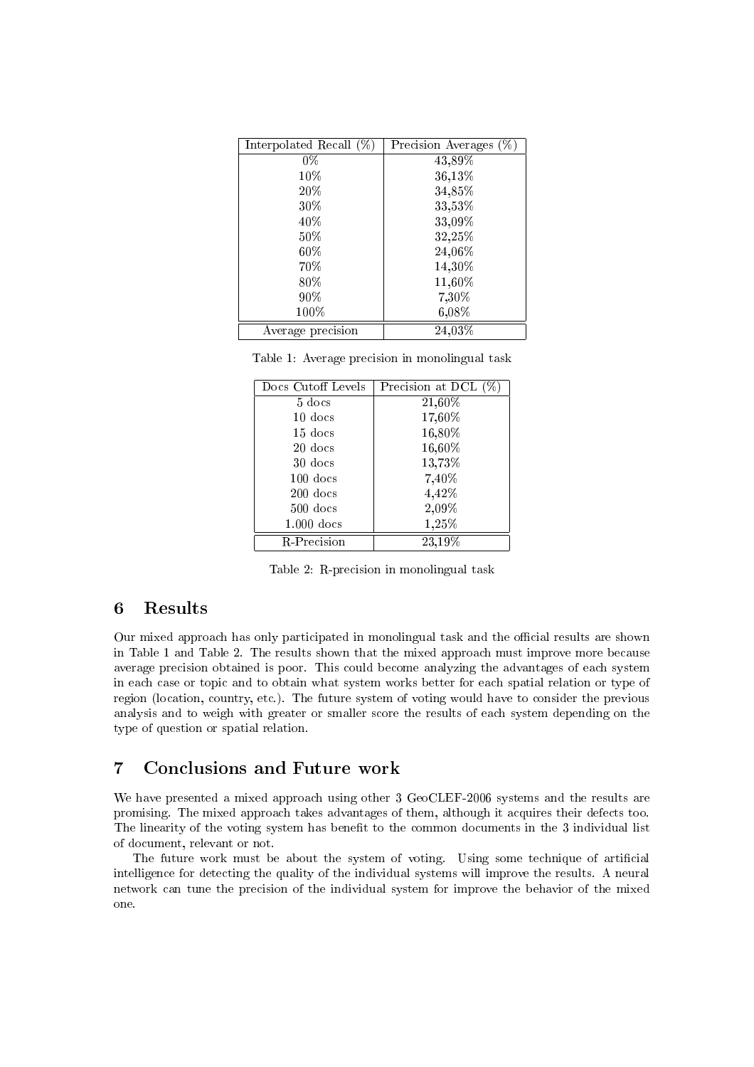| Interpolated Recall (%) | Precision Averages (%) |
| --- | --- |
| 0% | 43,89% |
| 10% | 36,13% |
| 20% | 34,85% |
| 30% | 33,53% |
| 40% | 33,09% |
| 50% | 32,25% |
| 60% | 24,06% |
| 70% | 14,30% |
| 80% | 11,60% |
| 90% | 7,30% |
| 100% | 6,08% |
| Average precision | 24,03% |

Table 1: Average precision in monolingual task

| Docs Cutoff Levels | Precision at DCL (%) |
| --- | --- |
| 5 docs | 21,60% |
| 10 docs | 17,60% |
| 15 docs | 16,80% |
| 20 docs | 16,60% |
| 30 docs | 13,73% |
| 100 docs | 7,40% |
| 200 docs | 4,42% |
| 500 docs | 2,09% |
| 1.000 docs | 1,25% |
| R-Precision | 23,19% |

Table 2: R-precision in monolingual task

## 6 Results

Our mixed approach has only participated in monolingual task and the official results are shown in Table 1 and Table 2. The results shown that the mixed approach must improve more because average precision obtained is poor. This could become analyzing the advantages of each system in each case or topic and to obtain what system works better for each spatial relation or type of region (location, country, etc.). The future system of voting would have to consider the previous analysis and to weigh with greater or smaller score the results of each system depending on the type of question or spatial relation.

## 7 Conclusions and Future work

We have presented a mixed approach using other 3 GeoCLEF-2006 systems and the results are promising. The mixed approach takes advantages of them, although it acquires their defects too. The linearity of the voting system has benefit to the common documents in the 3 individual list of document, relevant or not.

The future work must be about the system of voting. Using some technique of artificial intelligence for detecting the quality of the individual systems will improve the results. A neural network can tune the precision of the individual system for improve the behavior of the mixed one.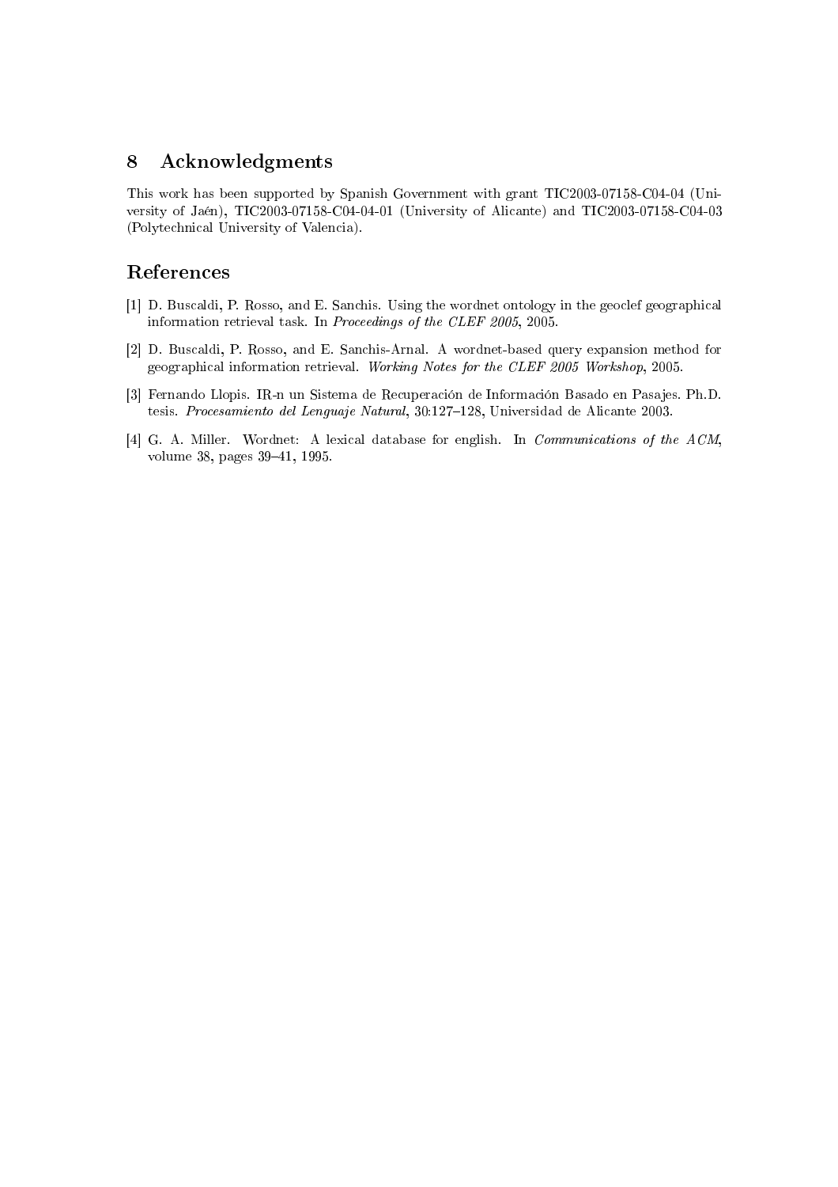## 8 Acknowledgments

This work has been supported by Spanish Government with grant TIC2003-07158-C04-04 (University of Jaén), TIC2003-07158-C04-04-01 (University of Alicante) and TIC2003-07158-C04-03 (Polytechnical University of Valencia).

## References

[1] D. Buscaldi, P. Rosso, and E. Sanchis. Using the wordnet ontology in the geoclef geographical information retrieval task. In *Proceedings of the CLEF 2005*, 2005.

[2] D. Buscaldi, P. Rosso, and E. Sanchis-Arnal. A wordnet-based query expansion method for geographical information retrieval. *Working Notes for the CLEF 2005 Workshop*, 2005.

[3] Fernando Llopis. IR-n un Sistema de Recuperación de Información Basado en Pasajes. Ph.D. tesis. *Procesamiento del Lenguaje Natural*, 30:127–128, Universidad de Alicante 2003.

[4] G. A. Miller. Wordnet: A lexical database for english. In *Communications of the ACM*, volume 38, pages 39–41, 1995.